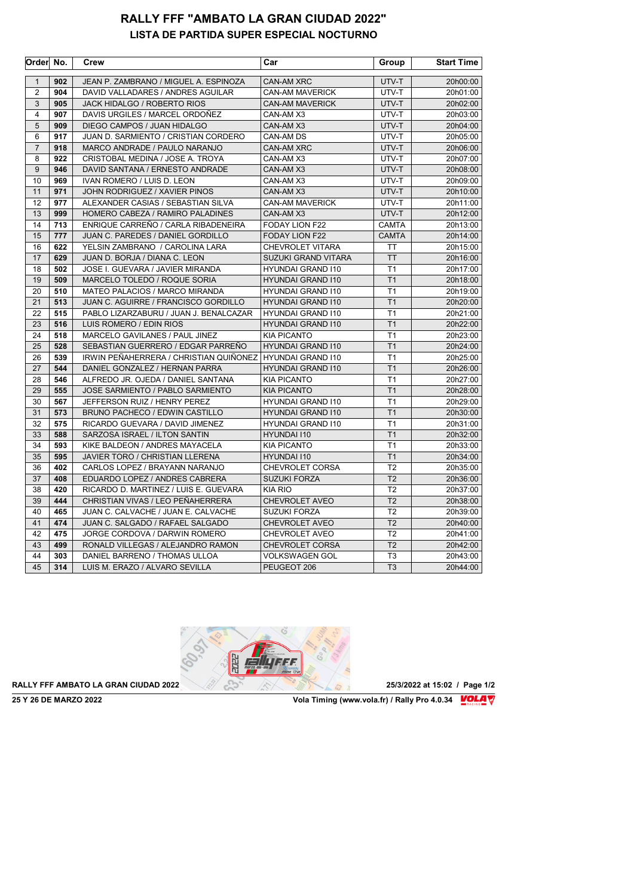# RALLY FFF "AMBATO LA GRAN CIUDAD 2022"

## LISTA DE PARTIDA SUPER ESPECIAL NOCTURNO

| Order | No. | Crew | Car | Group | Start Time |
|---|---|---|---|---|---|
| 1 | 902 | JEAN P. ZAMBRANO / MIGUEL A. ESPINOZA | CAN-AM XRC | UTV-T | 20h00:00 |
| 2 | 904 | DAVID VALLADARES / ANDRES AGUILAR | CAN-AM MAVERICK | UTV-T | 20h01:00 |
| 3 | 905 | JACK HIDALGO / ROBERTO RIOS | CAN-AM MAVERICK | UTV-T | 20h02:00 |
| 4 | 907 | DAVIS URGILES / MARCEL ORDOÑEZ | CAN-AM X3 | UTV-T | 20h03:00 |
| 5 | 909 | DIEGO CAMPOS / JUAN HIDALGO | CAN-AM X3 | UTV-T | 20h04:00 |
| 6 | 917 | JUAN D. SARMIENTO / CRISTIAN CORDERO | CAN-AM DS | UTV-T | 20h05:00 |
| 7 | 918 | MARCO ANDRADE / PAULO NARANJO | CAN-AM XRC | UTV-T | 20h06:00 |
| 8 | 922 | CRISTOBAL MEDINA / JOSE A. TROYA | CAN-AM X3 | UTV-T | 20h07:00 |
| 9 | 946 | DAVID SANTANA / ERNESTO ANDRADE | CAN-AM X3 | UTV-T | 20h08:00 |
| 10 | 969 | IVAN ROMERO / LUIS D. LEON | CAN-AM X3 | UTV-T | 20h09:00 |
| 11 | 971 | JOHN RODRIGUEZ / XAVIER PINOS | CAN-AM X3 | UTV-T | 20h10:00 |
| 12 | 977 | ALEXANDER CASIAS / SEBASTIAN SILVA | CAN-AM MAVERICK | UTV-T | 20h11:00 |
| 13 | 999 | HOMERO CABEZA / RAMIRO PALADINES | CAN-AM X3 | UTV-T | 20h12:00 |
| 14 | 713 | ENRIQUE CARREÑO / CARLA RIBADENEIRA | FODAY LION F22 | CAMTA | 20h13:00 |
| 15 | 777 | JUAN C. PAREDES / DANIEL GORDILLO | FODAY LION F22 | CAMTA | 20h14:00 |
| 16 | 622 | YELSIN ZAMBRANO / CAROLINA LARA | CHEVROLET VITARA | TT | 20h15:00 |
| 17 | 629 | JUAN D. BORJA / DIANA C. LEON | SUZUKI GRAND VITARA | TT | 20h16:00 |
| 18 | 502 | JOSE I. GUEVARA / JAVIER MIRANDA | HYUNDAI GRAND I10 | T1 | 20h17:00 |
| 19 | 509 | MARCELO TOLEDO / ROQUE SORIA | HYUNDAI GRAND I10 | T1 | 20h18:00 |
| 20 | 510 | MATEO PALACIOS / MARCO MIRANDA | HYUNDAI GRAND I10 | T1 | 20h19:00 |
| 21 | 513 | JUAN C. AGUIRRE / FRANCISCO GORDILLO | HYUNDAI GRAND I10 | T1 | 20h20:00 |
| 22 | 515 | PABLO LIZARZABURU / JUAN J. BENALCAZAR | HYUNDAI GRAND I10 | T1 | 20h21:00 |
| 23 | 516 | LUIS ROMERO / EDIN RIOS | HYUNDAI GRAND I10 | T1 | 20h22:00 |
| 24 | 518 | MARCELO GAVILANES / PAUL JINEZ | KIA PICANTO | T1 | 20h23:00 |
| 25 | 528 | SEBASTIAN GUERRERO / EDGAR PARREÑO | HYUNDAI GRAND I10 | T1 | 20h24:00 |
| 26 | 539 | IRWIN PEÑAHERRERA / CHRISTIAN QUIÑONEZ | HYUNDAI GRAND I10 | T1 | 20h25:00 |
| 27 | 544 | DANIEL GONZALEZ / HERNAN PARRA | HYUNDAI GRAND I10 | T1 | 20h26:00 |
| 28 | 546 | ALFREDO JR. OJEDA / DANIEL SANTANA | KIA PICANTO | T1 | 20h27:00 |
| 29 | 555 | JOSE SARMIENTO / PABLO SARMIENTO | KIA PICANTO | T1 | 20h28:00 |
| 30 | 567 | JEFFERSON RUIZ / HENRY PEREZ | HYUNDAI GRAND I10 | T1 | 20h29:00 |
| 31 | 573 | BRUNO PACHECO / EDWIN CASTILLO | HYUNDAI GRAND I10 | T1 | 20h30:00 |
| 32 | 575 | RICARDO GUEVARA / DAVID JIMENEZ | HYUNDAI GRAND I10 | T1 | 20h31:00 |
| 33 | 588 | SARZOSA ISRAEL / ILTON SANTIN | HYUNDAI I10 | T1 | 20h32:00 |
| 34 | 593 | KIKE BALDEON / ANDRES MAYACELA | KIA PICANTO | T1 | 20h33:00 |
| 35 | 595 | JAVIER TORO / CHRISTIAN LLERENA | HYUNDAI I10 | T1 | 20h34:00 |
| 36 | 402 | CARLOS LOPEZ / BRAYANN NARANJO | CHEVROLET CORSA | T2 | 20h35:00 |
| 37 | 408 | EDUARDO LOPEZ / ANDRES CABRERA | SUZUKI FORZA | T2 | 20h36:00 |
| 38 | 420 | RICARDO D. MARTINEZ / LUIS E. GUEVARA | KIA RIO | T2 | 20h37:00 |
| 39 | 444 | CHRISTIAN VIVAS / LEO PEÑAHERRERA | CHEVROLET AVEO | T2 | 20h38:00 |
| 40 | 465 | JUAN C. CALVACHE / JUAN E. CALVACHE | SUZUKI FORZA | T2 | 20h39:00 |
| 41 | 474 | JUAN C. SALGADO / RAFAEL SALGADO | CHEVROLET AVEO | T2 | 20h40:00 |
| 42 | 475 | JORGE CORDOVA / DARWIN ROMERO | CHEVROLET AVEO | T2 | 20h41:00 |
| 43 | 499 | RONALD VILLEGAS / ALEJANDRO RAMON | CHEVROLET CORSA | T2 | 20h42:00 |
| 44 | 303 | DANIEL BARRENO / THOMAS ULLOA | VOLKSWAGEN GOL | T3 | 20h43:00 |
| 45 | 314 | LUIS M. ERAZO / ALVARO SEVILLA | PEUGEOT 206 | T3 | 20h44:00 |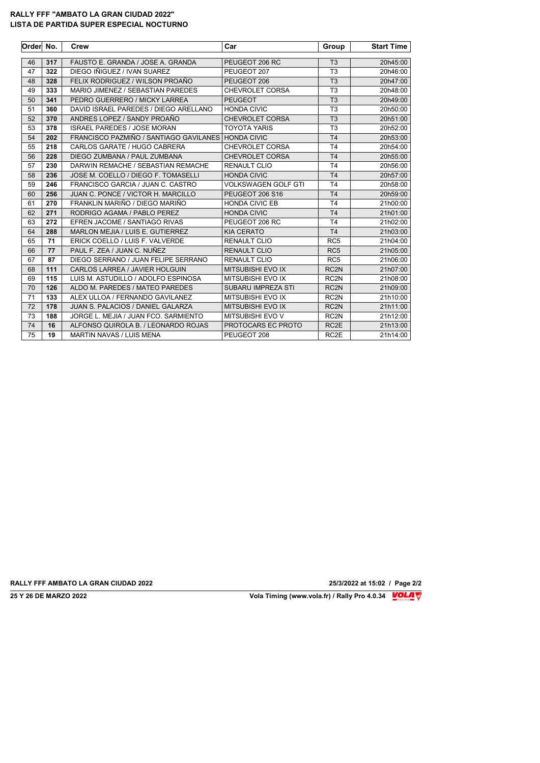**RALLY FFF "AMBATO LA GRAN CIUDAD 2022"**
**LISTA DE PARTIDA SUPER ESPECIAL NOCTURNO**

| Order | No. | Crew | Car | Group | Start Time |
|---|---|---|---|---|---|
| 46 | 317 | FAUSTO E. GRANDA / JOSE A. GRANDA | PEUGEOT 206 RC | T3 | 20h45:00 |
| 47 | 322 | DIEGO IÑIGUEZ / IVAN SUAREZ | PEUGEOT 207 | T3 | 20h46:00 |
| 48 | 328 | FELIX RODRIGUEZ / WILSON PROAÑO | PEUGEOT 206 | T3 | 20h47:00 |
| 49 | 333 | MARIO JIMENEZ / SEBASTIAN PAREDES | CHEVROLET CORSA | T3 | 20h48:00 |
| 50 | 341 | PEDRO GUERRERO / MICKY LARREA | PEUGEOT | T3 | 20h49:00 |
| 51 | 360 | DAVID ISRAEL PAREDES / DIEGO ARELLANO | HONDA CIVIC | T3 | 20h50:00 |
| 52 | 370 | ANDRES LOPEZ / SANDY PROAÑO | CHEVROLET CORSA | T3 | 20h51:00 |
| 53 | 378 | ISRAEL PAREDES / JOSE MORAN | TOYOTA YARIS | T3 | 20h52:00 |
| 54 | 202 | FRANCISCO PAZMIÑO / SANTIAGO GAVILANES | HONDA CIVIC | T4 | 20h53:00 |
| 55 | 218 | CARLOS GARATE / HUGO CABRERA | CHEVROLET CORSA | T4 | 20h54:00 |
| 56 | 228 | DIEGO ZUMBANA / PAUL ZUMBANA | CHEVROLET CORSA | T4 | 20h55:00 |
| 57 | 230 | DARWIN REMACHE / SEBASTIAN REMACHE | RENAULT CLIO | T4 | 20h56:00 |
| 58 | 236 | JOSE M. COELLO / DIEGO F. TOMASELLI | HONDA CIVIC | T4 | 20h57:00 |
| 59 | 246 | FRANCISCO GARCIA / JUAN C. CASTRO | VOLKSWAGEN GOLF GTI | T4 | 20h58:00 |
| 60 | 256 | JUAN C. PONCE / VICTOR H. MARCILLO | PEUGEOT 206 S16 | T4 | 20h59:00 |
| 61 | 270 | FRANKLIN MARIÑO / DIEGO MARIÑO | HONDA CIVIC EB | T4 | 21h00:00 |
| 62 | 271 | RODRIGO AGAMA / PABLO PEREZ | HONDA CIVIC | T4 | 21h01:00 |
| 63 | 272 | EFREN JACOME / SANTIAGO RIVAS | PEUGEOT 206 RC | T4 | 21h02:00 |
| 64 | 288 | MARLON MEJIA / LUIS E. GUTIERREZ | KIA CERATO | T4 | 21h03:00 |
| 65 | 71 | ERICK COELLO / LUIS F. VALVERDE | RENAULT CLIO | RC5 | 21h04:00 |
| 66 | 77 | PAUL F. ZEA / JUAN C. NUÑEZ | RENAULT CLIO | RC5 | 21h05:00 |
| 67 | 87 | DIEGO SERRANO / JUAN FELIPE SERRANO | RENAULT CLIO | RC5 | 21h06:00 |
| 68 | 111 | CARLOS LARREA / JAVIER HOLGUIN | MITSUBISHI EVO IX | RC2N | 21h07:00 |
| 69 | 115 | LUIS M. ASTUDILLO / ADOLFO ESPINOSA | MITSUBISHI EVO IX | RC2N | 21h08:00 |
| 70 | 126 | ALDO M. PAREDES / MATEO PAREDES | SUBARU IMPREZA STI | RC2N | 21h09:00 |
| 71 | 133 | ALEX ULLOA / FERNANDO GAVILANEZ | MITSUBISHI EVO IX | RC2N | 21h10:00 |
| 72 | 178 | JUAN S. PALACIOS / DANIEL GALARZA | MITSUBISHI EVO IX | RC2N | 21h11:00 |
| 73 | 188 | JORGE L. MEJIA / JUAN FCO. SARMIENTO | MITSUBISHI EVO V | RC2N | 21h12:00 |
| 74 | 16 | ALFONSO QUIROLA B. / LEONARDO ROJAS | PROTOCARS EC PROTO | RC2E | 21h13:00 |
| 75 | 19 | MARTIN NAVAS / LUIS MENA | PEUGEOT 208 | RC2E | 21h14:00 |